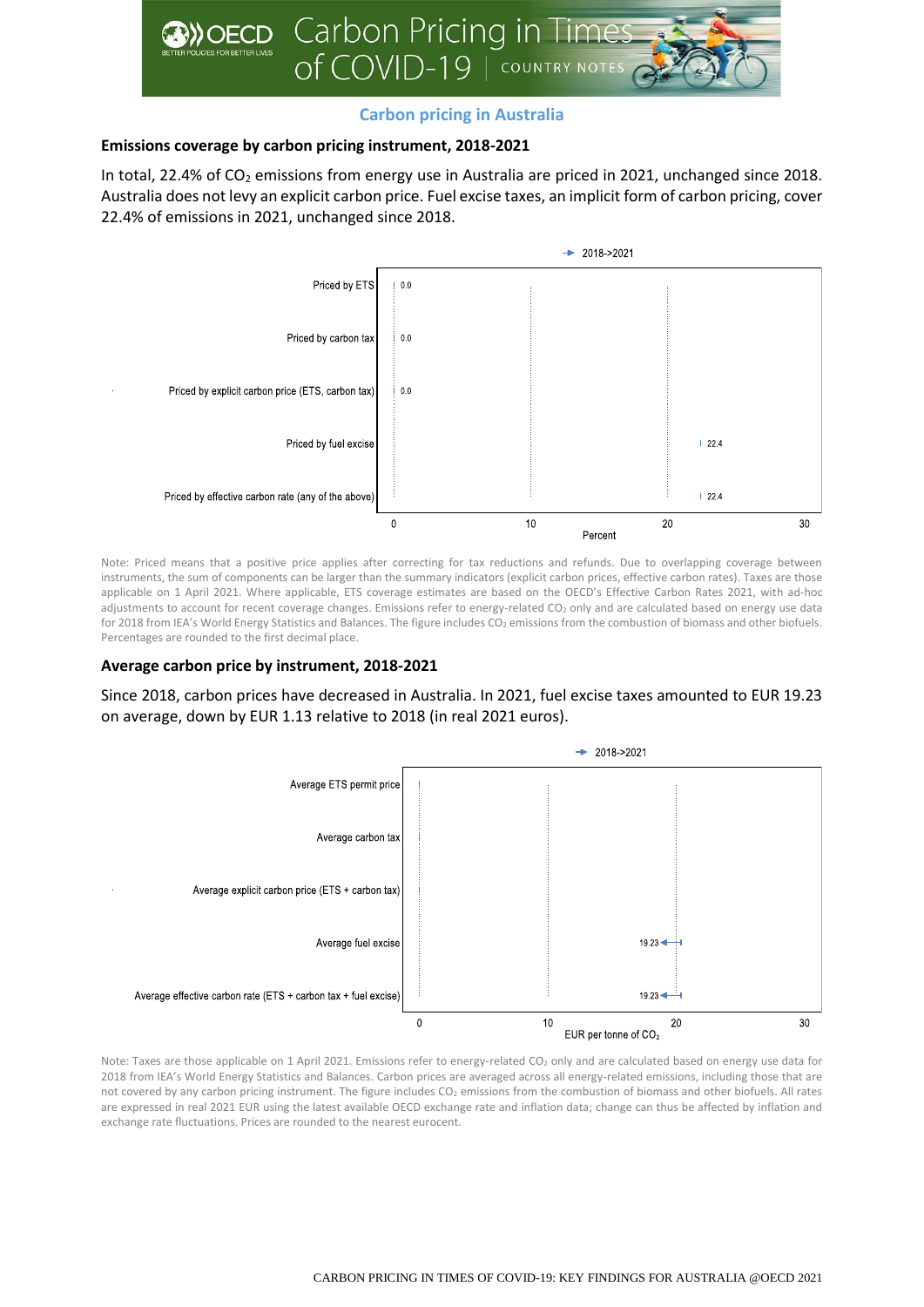# Carbon Pricing in Times of COVID-19 | COUNTRY NOTES

## Carbon pricing in Australia

### Emissions coverage by carbon pricing instrument, 2018-2021

In total, 22.4% of $CO_2$ emissions from energy use in Australia are priced in 2021, unchanged since 2018. Australia does not levy an explicit carbon price. Fuel excise taxes, an implicit form of carbon pricing, cover 22.4% of emissions in 2021, unchanged since 2018.

| Instrument | Percent (2018->2021) |
|---|---|
| Priced by ETS | 0.0 |
| Priced by carbon tax | 0.0 |
| Priced by explicit carbon price (ETS, carbon tax) | 0.0 |
| Priced by fuel excise | 22.4 |
| Priced by effective carbon rate (any of the above) | 22.4 |

Note: Priced means that a positive price applies after correcting for tax reductions and refunds. Due to overlapping coverage between instruments, the sum of components can be larger than the summary indicators (explicit carbon prices, effective carbon rates). Taxes are those applicable on 1 April 2021. Where applicable, ETS coverage estimates are based on the OECD's Effective Carbon Rates 2021, with ad-hoc adjustments to account for recent coverage changes. Emissions refer to energy-related $CO_2$ only and are calculated based on energy use data for 2018 from IEA's World Energy Statistics and Balances. The figure includes $CO_2$ emissions from the combustion of biomass and other biofuels. Percentages are rounded to the first decimal place.

### Average carbon price by instrument, 2018-2021

Since 2018, carbon prices have decreased in Australia. In 2021, fuel excise taxes amounted to EUR 19.23 on average, down by EUR 1.13 relative to 2018 (in real 2021 euros).

| Instrument | EUR per tonne of $CO_2$ (2021) |
|---|---|
| Average ETS permit price | |
| Average carbon tax | |
| Average explicit carbon price (ETS + carbon tax) | |
| Average fuel excise | 19.23 |
| Average effective carbon rate (ETS + carbon tax + fuel excise) | 19.23 |

Note: Taxes are those applicable on 1 April 2021. Emissions refer to energy-related $CO_2$ only and are calculated based on energy use data for 2018 from IEA's World Energy Statistics and Balances. Carbon prices are averaged across all energy-related emissions, including those that are not covered by any carbon pricing instrument. The figure includes $CO_2$ emissions from the combustion of biomass and other biofuels. All rates are expressed in real 2021 EUR using the latest available OECD exchange rate and inflation data; change can thus be affected by inflation and exchange rate fluctuations. Prices are rounded to the nearest eurocent.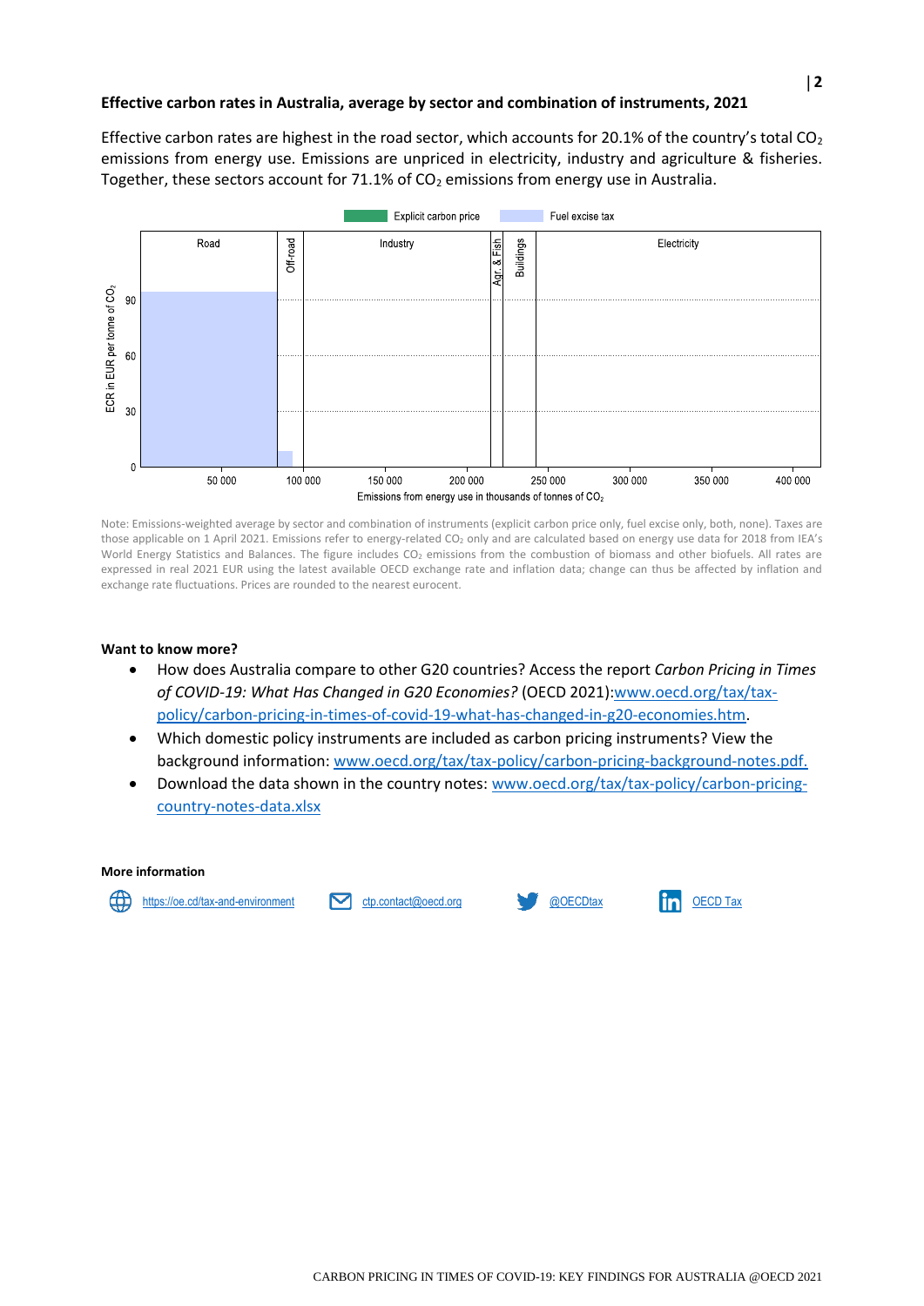**Effective carbon rates in Australia, average by sector and combination of instruments, 2021**

Effective carbon rates are highest in the road sector, which accounts for 20.1% of the country's total $CO_2$ emissions from energy use. Emissions are unpriced in electricity, industry and agriculture & fisheries. Together, these sectors account for 71.1% of $CO_2$ emissions from energy use in Australia.

Explicit carbon price
Fuel excise tax

Road
Off-road
Industry
Agr. & Fish
Buildings
Electricity

ECR in EUR per tonne of $CO_2$
0
30
60
90

50 000
100 000
150 000
200 000
250 000
300 000
350 000
400 000

Emissions from energy use in thousands of tonnes of $CO_2$

Note: Emissions-weighted average by sector and combination of instruments (explicit carbon price only, fuel excise only, both, none). Taxes are those applicable on 1 April 2021. Emissions refer to energy-related $CO_2$ only and are calculated based on energy use data for 2018 from IEA's World Energy Statistics and Balances. The figure includes $CO_2$ emissions from the combustion of biomass and other biofuels. All rates are expressed in real 2021 EUR using the latest available OECD exchange rate and inflation data; change can thus be affected by inflation and exchange rate fluctuations. Prices are rounded to the nearest eurocent.

**Want to know more?**

- How does Australia compare to other G20 countries? Access the report *Carbon Pricing in Times of COVID-19: What Has Changed in G20 Economies?* (OECD 2021):www.oecd.org/tax/tax-policy/carbon-pricing-in-times-of-covid-19-what-has-changed-in-g20-economies.htm.
- Which domestic policy instruments are included as carbon pricing instruments? View the background information: www.oecd.org/tax/tax-policy/carbon-pricing-background-notes.pdf.
- Download the data shown in the country notes: www.oecd.org/tax/tax-policy/carbon-pricing-country-notes-data.xlsx

**More information**

https://oe.cd/tax-and-environment ctp.contact@oecd.org @OECDtax OECD Tax